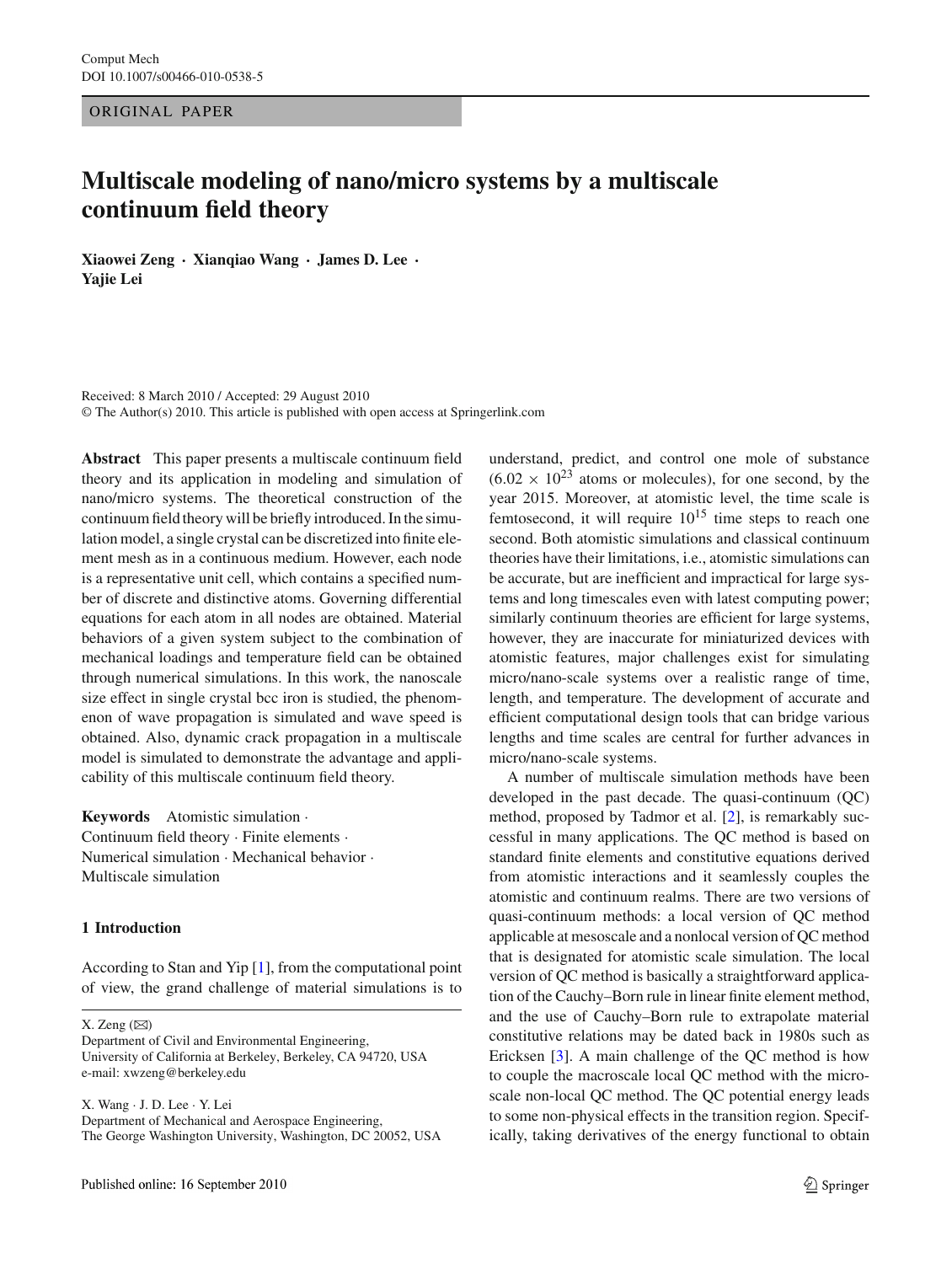ORIGINAL PAPER

# Multiscale modeling of nano/micro systems by a multiscale continuum field theory

**Xiaowei Zeng · Xianqiao Wang · James D. Lee · Yajie Lei**

Received: 8 March 2010 / Accepted: 29 August 2010
© The Author(s) 2010. This article is published with open access at Springerlink.com

**Abstract** This paper presents a multiscale continuum field theory and its application in modeling and simulation of nano/micro systems. The theoretical construction of the continuum field theory will be briefly introduced. In the simulation model, a single crystal can be discretized into finite element mesh as in a continuous medium. However, each node is a representative unit cell, which contains a specified number of discrete and distinctive atoms. Governing differential equations for each atom in all nodes are obtained. Material behaviors of a given system subject to the combination of mechanical loadings and temperature field can be obtained through numerical simulations. In this work, the nanoscale size effect in single crystal bcc iron is studied, the phenomenon of wave propagation is simulated and wave speed is obtained. Also, dynamic crack propagation in a multiscale model is simulated to demonstrate the advantage and applicability of this multiscale continuum field theory.

**Keywords** Atomistic simulation · Continuum field theory · Finite elements · Numerical simulation · Mechanical behavior · Multiscale simulation

## 1 Introduction

According to Stan and Yip [1], from the computational point of view, the grand challenge of material simulations is to understand, predict, and control one mole of substance ($6.02 \times 10^{23}$ atoms or molecules), for one second, by the year 2015. Moreover, at atomistic level, the time scale is femtosecond, it will require $10^{15}$ time steps to reach one second. Both atomistic simulations and classical continuum theories have their limitations, i.e., atomistic simulations can be accurate, but are inefficient and impractical for large systems and long timescales even with latest computing power; similarly continuum theories are efficient for large systems, however, they are inaccurate for miniaturized devices with atomistic features, major challenges exist for simulating micro/nano-scale systems over a realistic range of time, length, and temperature. The development of accurate and efficient computational design tools that can bridge various lengths and time scales are central for further advances in micro/nano-scale systems.

A number of multiscale simulation methods have been developed in the past decade. The quasi-continuum (QC) method, proposed by Tadmor et al. [2], is remarkably successful in many applications. The QC method is based on standard finite elements and constitutive equations derived from atomistic interactions and it seamlessly couples the atomistic and continuum realms. There are two versions of quasi-continuum methods: a local version of QC method applicable at mesoscale and a nonlocal version of QC method that is designated for atomistic scale simulation. The local version of QC method is basically a straightforward application of the Cauchy–Born rule in linear finite element method, and the use of Cauchy–Born rule to extrapolate material constitutive relations may be dated back in 1980s such as Ericksen [3]. A main challenge of the QC method is how to couple the macroscale local QC method with the microscale non-local QC method. The QC potential energy leads to some non-physical effects in the transition region. Specifically, taking derivatives of the energy functional to obtain

X. Zeng (✉)
Department of Civil and Environmental Engineering,
University of California at Berkeley, Berkeley, CA 94720, USA
e-mail: xwzeng@berkeley.edu

X. Wang · J. D. Lee · Y. Lei
Department of Mechanical and Aerospace Engineering,
The George Washington University, Washington, DC 20052, USA

Published online: 16 September 2010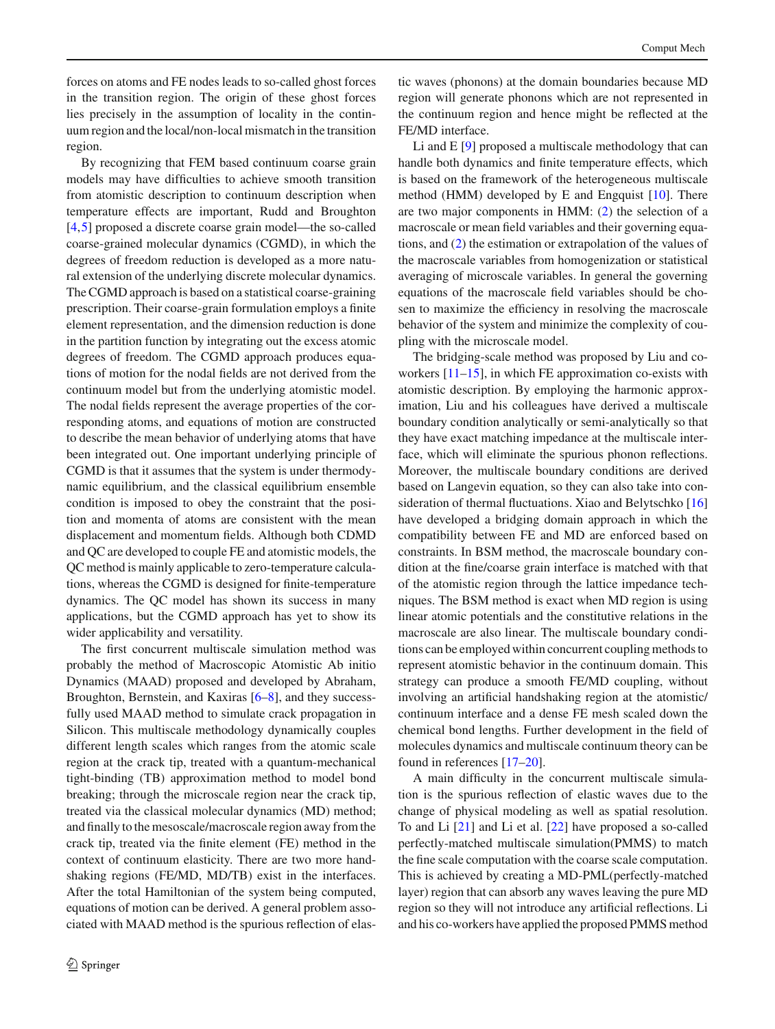forces on atoms and FE nodes leads to so-called ghost forces in the transition region. The origin of these ghost forces lies precisely in the assumption of locality in the continuum region and the local/non-local mismatch in the transition region.

By recognizing that FEM based continuum coarse grain models may have difficulties to achieve smooth transition from atomistic description to continuum description when temperature effects are important, Rudd and Broughton [4,5] proposed a discrete coarse grain model—the so-called coarse-grained molecular dynamics (CGMD), in which the degrees of freedom reduction is developed as a more natural extension of the underlying discrete molecular dynamics. The CGMD approach is based on a statistical coarse-graining prescription. Their coarse-grain formulation employs a finite element representation, and the dimension reduction is done in the partition function by integrating out the excess atomic degrees of freedom. The CGMD approach produces equations of motion for the nodal fields are not derived from the continuum model but from the underlying atomistic model. The nodal fields represent the average properties of the corresponding atoms, and equations of motion are constructed to describe the mean behavior of underlying atoms that have been integrated out. One important underlying principle of CGMD is that it assumes that the system is under thermodynamic equilibrium, and the classical equilibrium ensemble condition is imposed to obey the constraint that the position and momenta of atoms are consistent with the mean displacement and momentum fields. Although both CDMD and QC are developed to couple FE and atomistic models, the QC method is mainly applicable to zero-temperature calculations, whereas the CGMD is designed for finite-temperature dynamics. The QC model has shown its success in many applications, but the CGMD approach has yet to show its wider applicability and versatility.

The first concurrent multiscale simulation method was probably the method of Macroscopic Atomistic Ab initio Dynamics (MAAD) proposed and developed by Abraham, Broughton, Bernstein, and Kaxiras [6–8], and they successfully used MAAD method to simulate crack propagation in Silicon. This multiscale methodology dynamically couples different length scales which ranges from the atomic scale region at the crack tip, treated with a quantum-mechanical tight-binding (TB) approximation method to model bond breaking; through the microscale region near the crack tip, treated via the classical molecular dynamics (MD) method; and finally to the mesoscale/macroscale region away from the crack tip, treated via the finite element (FE) method in the context of continuum elasticity. There are two more handshaking regions (FE/MD, MD/TB) exist in the interfaces. After the total Hamiltonian of the system being computed, equations of motion can be derived. A general problem associated with MAAD method is the spurious reflection of elastic waves (phonons) at the domain boundaries because MD region will generate phonons which are not represented in the continuum region and hence might be reflected at the FE/MD interface.

Li and E [9] proposed a multiscale methodology that can handle both dynamics and finite temperature effects, which is based on the framework of the heterogeneous multiscale method (HMM) developed by E and Engquist [10]. There are two major components in HMM: (2) the selection of a macroscale or mean field variables and their governing equations, and (2) the estimation or extrapolation of the values of the macroscale variables from homogenization or statistical averaging of microscale variables. In general the governing equations of the macroscale field variables should be chosen to maximize the efficiency in resolving the macroscale behavior of the system and minimize the complexity of coupling with the microscale model.

The bridging-scale method was proposed by Liu and coworkers [11–15], in which FE approximation co-exists with atomistic description. By employing the harmonic approximation, Liu and his colleagues have derived a multiscale boundary condition analytically or semi-analytically so that they have exact matching impedance at the multiscale interface, which will eliminate the spurious phonon reflections. Moreover, the multiscale boundary conditions are derived based on Langevin equation, so they can also take into consideration of thermal fluctuations. Xiao and Belytschko [16] have developed a bridging domain approach in which the compatibility between FE and MD are enforced based on constraints. In BSM method, the macroscale boundary condition at the fine/coarse grain interface is matched with that of the atomistic region through the lattice impedance techniques. The BSM method is exact when MD region is using linear atomic potentials and the constitutive relations in the macroscale are also linear. The multiscale boundary conditions can be employed within concurrent coupling methods to represent atomistic behavior in the continuum domain. This strategy can produce a smooth FE/MD coupling, without involving an artificial handshaking region at the atomistic/continuum interface and a dense FE mesh scaled down the chemical bond lengths. Further development in the field of molecules dynamics and multiscale continuum theory can be found in references [17–20].

A main difficulty in the concurrent multiscale simulation is the spurious reflection of elastic waves due to the change of physical modeling as well as spatial resolution. To and Li [21] and Li et al. [22] have proposed a so-called perfectly-matched multiscale simulation(PMMS) to match the fine scale computation with the coarse scale computation. This is achieved by creating a MD-PML(perfectly-matched layer) region that can absorb any waves leaving the pure MD region so they will not introduce any artificial reflections. Li and his co-workers have applied the proposed PMMS method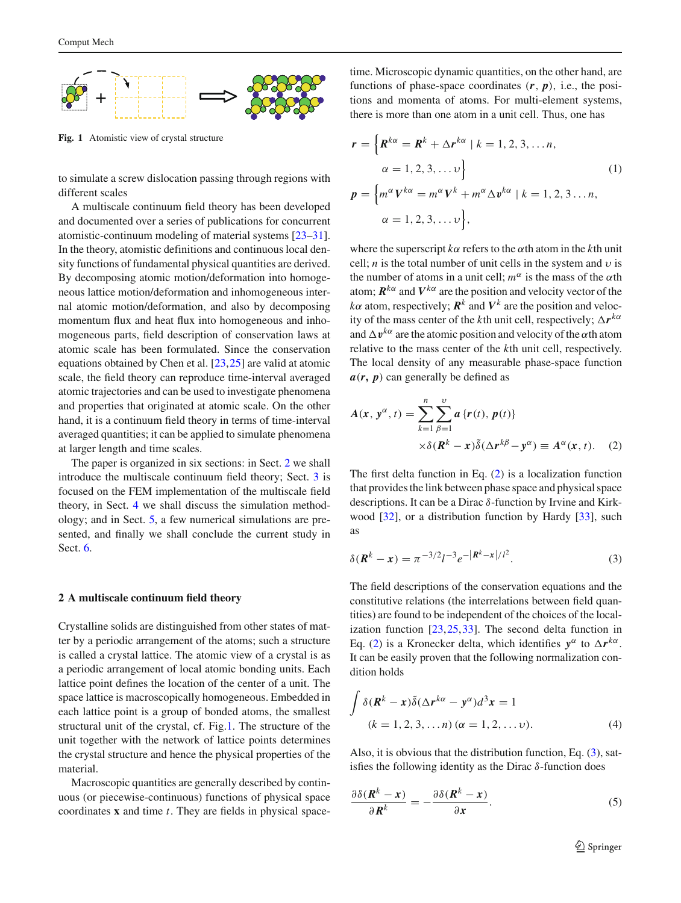Fig. 1 Atomistic view of crystal structure

to simulate a screw dislocation passing through regions with different scales

A multiscale continuum field theory has been developed and documented over a series of publications for concurrent atomistic-continuum modeling of material systems [23–31]. In the theory, atomistic definitions and continuous local density functions of fundamental physical quantities are derived. By decomposing atomic motion/deformation into homogeneous lattice motion/deformation and inhomogeneous internal atomic motion/deformation, and also by decomposing momentum flux and heat flux into homogeneous and inhomogeneous parts, field description of conservation laws at atomic scale has been formulated. Since the conservation equations obtained by Chen et al. [23,25] are valid at atomic scale, the field theory can reproduce time-interval averaged atomic trajectories and can be used to investigate phenomena and properties that originated at atomic scale. On the other hand, it is a continuum field theory in terms of time-interval averaged quantities; it can be applied to simulate phenomena at larger length and time scales.

The paper is organized in six sections: in Sect. 2 we shall introduce the multiscale continuum field theory; Sect. 3 is focused on the FEM implementation of the multiscale field theory, in Sect. 4 we shall discuss the simulation methodology; and in Sect. 5, a few numerical simulations are presented, and finally we shall conclude the current study in Sect. 6.

## 2 A multiscale continuum field theory

Crystalline solids are distinguished from other states of matter by a periodic arrangement of the atoms; such a structure is called a crystal lattice. The atomic view of a crystal is as a periodic arrangement of local atomic bonding units. Each lattice point defines the location of the center of a unit. The space lattice is macroscopically homogeneous. Embedded in each lattice point is a group of bonded atoms, the smallest structural unit of the crystal, cf. Fig.1. The structure of the unit together with the network of lattice points determines the crystal structure and hence the physical properties of the material.

Macroscopic quantities are generally described by continuous (or piecewise-continuous) functions of physical space coordinates $\mathbf{x}$ and time $t$. They are fields in physical space-time. Microscopic dynamic quantities, on the other hand, are functions of phase-space coordinates $(\boldsymbol{r}, \boldsymbol{p})$, i.e., the positions and momenta of atoms. For multi-element systems, there is more than one atom in a unit cell. Thus, one has

$$
\begin{aligned}
\boldsymbol{r} &= \Big\{ \boldsymbol{R}^{k\alpha} = \boldsymbol{R}^{k} + \Delta \boldsymbol{r}^{k\alpha} \mid k = 1, 2, 3, \ldots n, \\
&\qquad \alpha = 1, 2, 3, \ldots \upsilon \Big\} \\
\boldsymbol{p} &= \Big\{ m^{\alpha} \boldsymbol{V}^{k\alpha} = m^{\alpha} \boldsymbol{V}^{k} + m^{\alpha} \Delta \boldsymbol{v}^{k\alpha} \mid k = 1, 2, 3 \ldots n, \\
&\qquad \alpha = 1, 2, 3, \ldots \upsilon \Big\},
\end{aligned}
\tag{1}
$$

where the superscript $k\alpha$ refers to the $\alpha$th atom in the $k$th unit cell; $n$ is the total number of unit cells in the system and $\upsilon$ is the number of atoms in a unit cell; $m^{\alpha}$ is the mass of the $\alpha$th atom; $\boldsymbol{R}^{k\alpha}$ and $\boldsymbol{V}^{k\alpha}$ are the position and velocity vector of the $k\alpha$ atom, respectively; $\boldsymbol{R}^{k}$ and $\boldsymbol{V}^{k}$ are the position and velocity of the mass center of the $k$th unit cell, respectively; $\Delta \boldsymbol{r}^{k\alpha}$ and $\Delta \boldsymbol{v}^{k\alpha}$ are the atomic position and velocity of the $\alpha$th atom relative to the mass center of the $k$th unit cell, respectively. The local density of any measurable phase-space function $\boldsymbol{a}(\boldsymbol{r}, \boldsymbol{p})$ can generally be defined as

$$
\begin{aligned}
\boldsymbol{A}(\boldsymbol{x}, \boldsymbol{y}^{\alpha}, t) &= \sum_{k=1}^{n} \sum_{\beta=1}^{\upsilon} \boldsymbol{a}\{\boldsymbol{r}(t), \boldsymbol{p}(t)\} \\
&\quad \times \delta(\boldsymbol{R}^{k} - \boldsymbol{x}) \tilde{\delta}(\Delta \boldsymbol{r}^{k\beta} - \boldsymbol{y}^{\alpha}) \equiv \boldsymbol{A}^{\alpha}(\boldsymbol{x}, t).
\end{aligned}
\tag{2}
$$

The first delta function in Eq. (2) is a localization function that provides the link between phase space and physical space descriptions. It can be a Dirac $\delta$-function by Irvine and Kirkwood [32], or a distribution function by Hardy [33], such as

$$
\delta(\boldsymbol{R}^{k} - \boldsymbol{x}) = \pi^{-3/2} l^{-3} e^{-|\boldsymbol{R}^{k} - \boldsymbol{x}|/l^{2}}. \tag{3}
$$

The field descriptions of the conservation equations and the constitutive relations (the interrelations between field quantities) are found to be independent of the choices of the localization function [23,25,33]. The second delta function in Eq. (2) is a Kronecker delta, which identifies $\boldsymbol{y}^{\alpha}$ to $\Delta \boldsymbol{r}^{k\alpha}$. It can be easily proven that the following normalization condition holds

$$
\begin{aligned}
&\int \delta(\boldsymbol{R}^{k} - \boldsymbol{x}) \tilde{\delta}(\Delta \boldsymbol{r}^{k\alpha} - \boldsymbol{y}^{\alpha}) d^{3}\boldsymbol{x} = 1 \\
&\quad (k = 1, 2, 3, \ldots n)\ (\alpha = 1, 2, \ldots \upsilon).
\end{aligned}
\tag{4}
$$

Also, it is obvious that the distribution function, Eq. (3), satisfies the following identity as the Dirac $\delta$-function does

$$
\frac{\partial \delta(\boldsymbol{R}^{k} - \boldsymbol{x})}{\partial \boldsymbol{R}^{k}} = -\frac{\partial \delta(\boldsymbol{R}^{k} - \boldsymbol{x})}{\partial \boldsymbol{x}}. \tag{5}
$$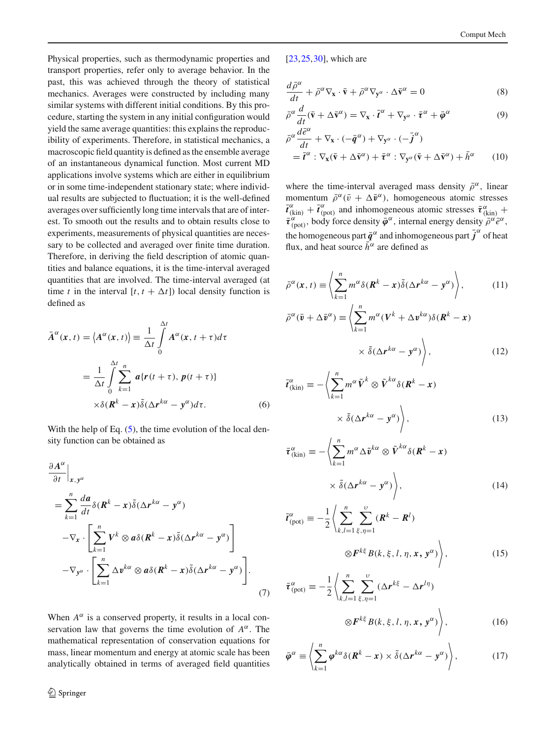Physical properties, such as thermodynamic properties and transport properties, refer only to average behavior. In the past, this was achieved through the theory of statistical mechanics. Averages were constructed by including many similar systems with different initial conditions. By this procedure, starting the system in any initial configuration would yield the same average quantities: this explains the reproducibility of experiments. Therefore, in statistical mechanics, a macroscopic field quantity is defined as the ensemble average of an instantaneous dynamical function. Most current MD applications involve systems which are either in equilibrium or in some time-independent stationary state; where individual results are subjected to fluctuation; it is the well-defined averages over sufficiently long time intervals that are of interest. To smooth out the results and to obtain results close to experiments, measurements of physical quantities are necessary to be collected and averaged over finite time duration. Therefore, in deriving the field description of atomic quantities and balance equations, it is the time-interval averaged quantities that are involved. The time-interval averaged (at time $t$ in the interval $[t, t+\Delta t]$) local density function is defined as

$$
\begin{aligned}
\bar{\boldsymbol{A}}^{\alpha}(\boldsymbol{x}, t) &= \left\langle \boldsymbol{A}^{\alpha}(\boldsymbol{x}, t)\right\rangle \equiv \frac{1}{\Delta t}\int_{0}^{\Delta t} \boldsymbol{A}^{\alpha}(\boldsymbol{x}, t+\tau)d\tau \\
&= \frac{1}{\Delta t}\int_{0}^{\Delta t}\sum_{k=1}^{n} \boldsymbol{a}\{\boldsymbol{r}(t+\tau), \boldsymbol{p}(t+\tau)\} \\
&\quad \times \delta(\boldsymbol{R}^{k}-\boldsymbol{x})\tilde{\delta}(\Delta\boldsymbol{r}^{k\alpha}-\boldsymbol{y}^{\alpha})d\tau. \qquad (6)
\end{aligned}
$$

With the help of Eq. (5), the time evolution of the local density function can be obtained as

$$
\begin{aligned}
\left.\frac{\partial \boldsymbol{A}^{\alpha}}{\partial t}\right|_{\boldsymbol{x}, \boldsymbol{y}^{\alpha}}
&= \sum_{k=1}^{n} \frac{d\boldsymbol{a}}{dt}\delta(\boldsymbol{R}^{k}-\boldsymbol{x})\tilde{\delta}(\Delta\boldsymbol{r}^{k\alpha}-\boldsymbol{y}^{\alpha}) \\
&\quad -\nabla_{\boldsymbol{x}}\cdot\left[\sum_{k=1}^{n} \boldsymbol{V}^{k}\otimes\boldsymbol{a}\delta(\boldsymbol{R}^{k}-\boldsymbol{x})\tilde{\delta}(\Delta\boldsymbol{r}^{k\alpha}-\boldsymbol{y}^{\alpha})\right] \\
&\quad -\nabla_{\boldsymbol{y}^{\alpha}}\cdot\left[\sum_{k=1}^{n} \Delta\boldsymbol{v}^{k\alpha}\otimes\boldsymbol{a}\delta(\boldsymbol{R}^{k}-\boldsymbol{x})\tilde{\delta}(\Delta\boldsymbol{r}^{k\alpha}-\boldsymbol{y}^{\alpha})\right]. \qquad (7)
\end{aligned}
$$

When $A^{\alpha}$ is a conserved property, it results in a local conservation law that governs the time evolution of $A^{\alpha}$. The mathematical representation of conservation equations for mass, linear momentum and energy at atomic scale has been analytically obtained in terms of averaged field quantities [23,25,30], which are

$$
\frac{d\bar{\rho}^{\alpha}}{dt} + \bar{\rho}^{\alpha}\nabla_{\mathbf{x}}\cdot\bar{\mathbf{v}} + \bar{\rho}^{\alpha}\nabla_{\mathbf{y}^{\alpha}}\cdot\Delta\bar{\mathbf{v}}^{\alpha} = 0 \qquad (8)
$$

$$
\bar{\rho}^{\alpha}\frac{d}{dt}(\bar{\mathbf{v}}+\Delta\bar{\mathbf{v}}^{\alpha}) = \nabla_{\mathbf{x}}\cdot\bar{\boldsymbol{t}}^{\alpha} + \nabla_{\mathbf{y}^{\alpha}}\cdot\bar{\boldsymbol{\tau}}^{\alpha} + \bar{\boldsymbol{\varphi}}^{\alpha} \qquad (9)
$$

$$
\begin{aligned}
&\bar{\rho}^{\alpha}\frac{d\bar{e}^{\alpha}}{dt} + \nabla_{\mathbf{x}}\cdot(-\bar{\boldsymbol{q}}^{\alpha}) + \nabla_{\mathbf{y}^{\alpha}}\cdot(-\bar{\boldsymbol{j}}^{\alpha}) \\
&\quad = \bar{\boldsymbol{t}}^{\alpha} : \nabla_{\mathbf{x}}(\bar{\mathbf{v}}+\Delta\bar{\mathbf{v}}^{\alpha}) + \bar{\boldsymbol{\tau}}^{\alpha} : \nabla_{\mathbf{y}^{\alpha}}(\bar{\mathbf{v}}+\Delta\bar{\mathbf{v}}^{\alpha}) + \bar{h}^{\alpha} \qquad (10)
\end{aligned}
$$

where the time-interval averaged mass density $\bar{\rho}^{\alpha}$, linear momentum $\bar{\rho}^{\alpha}(\bar{v}+\Delta\bar{\boldsymbol{v}}^{\alpha})$, homogeneous atomic stresses $\bar{\boldsymbol{t}}^{\alpha}_{(\text{kin})}+\bar{\boldsymbol{t}}^{\alpha}_{(\text{pot})}$ and inhomogeneous atomic stresses $\bar{\boldsymbol{\tau}}^{\alpha}_{(\text{kin})}+\bar{\boldsymbol{\tau}}^{\alpha}_{(\text{pot})}$, body force density $\bar{\boldsymbol{\varphi}}^{\alpha}$, internal energy density $\bar{\rho}^{\alpha}\bar{e}^{\alpha}$, the homogeneous part $\bar{\boldsymbol{q}}^{\alpha}$ and inhomogeneous part $\bar{\boldsymbol{j}}^{\alpha}$ of heat flux, and heat source $\bar{h}^{\alpha}$ are defined as

$$
\bar{\rho}^{\alpha}(\boldsymbol{x}, t) \equiv \left\langle \sum_{k=1}^{n} m^{\alpha}\delta(\boldsymbol{R}^{k}-\boldsymbol{x})\tilde{\delta}(\Delta\boldsymbol{r}^{k\alpha}-\boldsymbol{y}^{\alpha})\right\rangle, \qquad (11)
$$

$$
\begin{aligned}
\bar{\rho}^{\alpha}(\bar{\boldsymbol{v}}+\Delta\bar{\boldsymbol{v}}^{\alpha}) &\equiv \Bigg\langle \sum_{k=1}^{n} m^{\alpha}(\boldsymbol{V}^{k}+\Delta\boldsymbol{v}^{k\alpha})\delta(\boldsymbol{R}^{k}-\boldsymbol{x}) \\
&\qquad \times \tilde{\delta}(\Delta\boldsymbol{r}^{k\alpha}-\boldsymbol{y}^{\alpha})\Bigg\rangle, \qquad (12)
\end{aligned}
$$

$$
\begin{aligned}
\bar{\boldsymbol{t}}^{\alpha}_{(\text{kin})} &\equiv -\Bigg\langle \sum_{k=1}^{n} m^{\alpha}\tilde{\boldsymbol{V}}^{k}\otimes\tilde{\boldsymbol{V}}^{k\alpha}\delta(\boldsymbol{R}^{k}-\boldsymbol{x}) \\
&\qquad \times \tilde{\delta}(\Delta\boldsymbol{r}^{k\alpha}-\boldsymbol{y}^{\alpha})\Bigg\rangle, \qquad (13)
\end{aligned}
$$

$$
\begin{aligned}
\bar{\boldsymbol{\tau}}^{\alpha}_{(\text{kin})} &\equiv -\Bigg\langle \sum_{k=1}^{n} m^{\alpha}\Delta\tilde{\boldsymbol{v}}^{k\alpha}\otimes\tilde{\boldsymbol{V}}^{k\alpha}\delta(\boldsymbol{R}^{k}-\boldsymbol{x}) \\
&\qquad \times \tilde{\delta}(\Delta\boldsymbol{r}^{k\alpha}-\boldsymbol{y}^{\alpha})\Bigg\rangle, \qquad (14)
\end{aligned}
$$

$$
\begin{aligned}
\bar{\boldsymbol{t}}^{\alpha}_{(\text{pot})} &\equiv -\frac{1}{2}\Bigg\langle \sum_{k,l=1}^{n}\sum_{\xi,\eta=1}^{\upsilon}(\boldsymbol{R}^{k}-\boldsymbol{R}^{l}) \\
&\qquad \otimes\boldsymbol{F}^{k\xi}B(k,\xi,l,\eta,\boldsymbol{x},\boldsymbol{y}^{\alpha})\Bigg\rangle, \qquad (15)
\end{aligned}
$$

$$
\begin{aligned}
\bar{\boldsymbol{\tau}}^{\alpha}_{(\text{pot})} &\equiv -\frac{1}{2}\Bigg\langle \sum_{k,l=1}^{n}\sum_{\xi,\eta=1}^{\upsilon}(\Delta\boldsymbol{r}^{k\xi}-\Delta\boldsymbol{r}^{l\eta}) \\
&\qquad \otimes\boldsymbol{F}^{k\xi}B(k,\xi,l,\eta,\boldsymbol{x},\boldsymbol{y}^{\alpha})\Bigg\rangle, \qquad (16)
\end{aligned}
$$

$$
\bar{\boldsymbol{\varphi}}^{\alpha} \equiv \left\langle \sum_{k=1}^{n}\boldsymbol{\varphi}^{k\alpha}\delta(\boldsymbol{R}^{k}-\boldsymbol{x})\times\tilde{\delta}(\Delta\boldsymbol{r}^{k\alpha}-\boldsymbol{y}^{\alpha})\right\rangle, \qquad (17)
$$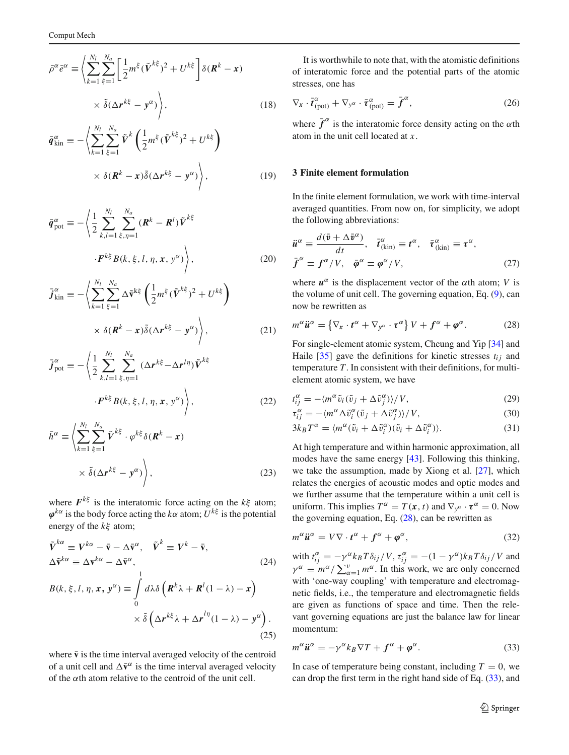$$\bar{\rho}^{\alpha}\bar{e}^{\alpha} \equiv \left\langle \sum_{k=1}^{N_l}\sum_{\xi=1}^{N_a}\left[\frac{1}{2}m^{\xi}(\tilde{\boldsymbol{V}}^{k\xi})^2 + U^{k\xi}\right]\delta(\boldsymbol{R}^k - \boldsymbol{x}) \times \tilde{\delta}(\Delta \boldsymbol{r}^{k\xi} - \boldsymbol{y}^{\alpha})\right\rangle, \tag{18}$$

$$\bar{\boldsymbol{q}}^{\alpha}_{\text{kin}} \equiv -\left\langle \sum_{k=1}^{N_l}\sum_{\xi=1}^{N_a}\tilde{\boldsymbol{V}}^{k}\left(\frac{1}{2}m^{\xi}(\tilde{\boldsymbol{V}}^{k\xi})^2 + U^{k\xi}\right) \times \delta(\boldsymbol{R}^k - \boldsymbol{x})\tilde{\delta}(\Delta \boldsymbol{r}^{k\xi} - \boldsymbol{y}^{\alpha})\right\rangle, \tag{19}$$

$$\bar{\boldsymbol{q}}^{\alpha}_{\text{pot}} \equiv -\left\langle \frac{1}{2}\sum_{k,l=1}^{N_l}\sum_{\xi,\eta=1}^{N_a}(\boldsymbol{R}^k - \boldsymbol{R}^l)\tilde{\boldsymbol{V}}^{k\xi} \cdot \boldsymbol{F}^{k\xi}B(k,\xi,l,\eta,\boldsymbol{x},\boldsymbol{y}^{\alpha})\right\rangle, \tag{20}$$

$$\bar{\boldsymbol{j}}^{\alpha}_{\text{kin}} \equiv -\left\langle \sum_{k=1}^{N_l}\sum_{\xi=1}^{N_a}\Delta\tilde{\mathbf{v}}^{k\xi}\left(\frac{1}{2}m^{\xi}(\tilde{\boldsymbol{V}}^{k\xi})^2 + U^{k\xi}\right) \times \delta(\boldsymbol{R}^k - \boldsymbol{x})\tilde{\delta}(\Delta \boldsymbol{r}^{k\xi} - \boldsymbol{y}^{\alpha})\right\rangle, \tag{21}$$

$$\bar{\boldsymbol{j}}^{\alpha}_{\text{pot}} \equiv -\left\langle \frac{1}{2}\sum_{k,l=1}^{N_l}\sum_{\xi,\eta=1}^{N_a}(\Delta \boldsymbol{r}^{k\xi} - \Delta \boldsymbol{r}^{l\eta})\tilde{\boldsymbol{V}}^{k\xi} \cdot \boldsymbol{F}^{k\xi}B(k,\xi,l,\eta,\boldsymbol{x},\boldsymbol{y}^{\alpha})\right\rangle, \tag{22}$$

$$\bar{h}^{\alpha} \equiv \left\langle \sum_{k=1}^{N_l}\sum_{\xi=1}^{N_a}\tilde{\boldsymbol{V}}^{k\xi}\cdot\varphi^{k\xi}\delta(\boldsymbol{R}^k - \boldsymbol{x}) \times \tilde{\delta}(\Delta \boldsymbol{r}^{k\xi} - \boldsymbol{y}^{\alpha})\right\rangle, \tag{23}$$

where $\boldsymbol{F}^{k\xi}$ is the interatomic force acting on the $k\xi$ atom; $\boldsymbol{\varphi}^{k\alpha}$ is the body force acting the $k\alpha$ atom; $U^{k\xi}$ is the potential energy of the $k\xi$ atom;

$$\tilde{\boldsymbol{V}}^{k\alpha} \equiv \boldsymbol{V}^{k\alpha} - \bar{\mathbf{v}} - \Delta\bar{\mathbf{v}}^{\alpha}, \quad \tilde{\boldsymbol{V}}^{k} \equiv \boldsymbol{V}^{k} - \bar{\mathbf{v}},$$
$$\Delta\tilde{\mathbf{v}}^{k\alpha} \equiv \Delta\mathbf{v}^{k\alpha} - \Delta\bar{\mathbf{v}}^{\alpha}, \tag{24}$$

$$B(k,\xi,l,\eta,\boldsymbol{x},\boldsymbol{y}^{\alpha}) \equiv \int_0^1 d\lambda\,\delta\left(\boldsymbol{R}^k\lambda + \boldsymbol{R}^l(1-\lambda) - \boldsymbol{x}\right) \times \tilde{\delta}\left(\Delta \boldsymbol{r}^{k\xi}\lambda + \Delta \boldsymbol{r}^{l\eta}(1-\lambda) - \boldsymbol{y}^{\alpha}\right). \tag{25}$$

where $\bar{\mathbf{v}}$ is the time interval averaged velocity of the centroid of a unit cell and $\Delta\bar{\mathbf{v}}^{\alpha}$ is the time interval averaged velocity of the $\alpha$th atom relative to the centroid of the unit cell.

It is worthwhile to note that, with the atomistic definitions of interatomic force and the potential parts of the atomic stresses, one has

$$\nabla_{\boldsymbol{x}}\cdot\bar{\boldsymbol{t}}^{\alpha}_{(\text{pot})} + \nabla_{\boldsymbol{y}^{\alpha}}\cdot\bar{\boldsymbol{\tau}}^{\alpha}_{(\text{pot})} = \bar{\boldsymbol{f}}^{\alpha}, \tag{26}$$

where $\bar{\boldsymbol{f}}^{\alpha}$ is the interatomic force density acting on the $\alpha$th atom in the unit cell located at $x$.

## 3 Finite element formulation

In the finite element formulation, we work with time-interval averaged quantities. From now on, for simplicity, we adopt the following abbreviations:

$$\ddot{\boldsymbol{u}}^{\alpha} \equiv \frac{d(\bar{\mathbf{v}} + \Delta\bar{\mathbf{v}}^{\alpha})}{dt}, \quad \bar{\boldsymbol{t}}^{\alpha}_{(\text{kin})} \equiv \boldsymbol{t}^{\alpha}, \quad \bar{\boldsymbol{\tau}}^{\alpha}_{(\text{kin})} \equiv \boldsymbol{\tau}^{\alpha},$$
$$\bar{\boldsymbol{f}}^{\alpha} \equiv \boldsymbol{f}^{\alpha}/V, \quad \bar{\boldsymbol{\varphi}}^{\alpha} \equiv \boldsymbol{\varphi}^{\alpha}/V, \tag{27}$$

where $\boldsymbol{u}^{\alpha}$ is the displacement vector of the $\alpha$th atom; $V$ is the volume of unit cell. The governing equation, Eq. (9), can now be rewritten as

$$m^{\alpha}\ddot{\boldsymbol{u}}^{\alpha} = \left\{\nabla_{\boldsymbol{x}}\cdot\boldsymbol{t}^{\alpha} + \nabla_{\boldsymbol{y}^{\alpha}}\cdot\boldsymbol{\tau}^{\alpha}\right\}V + \boldsymbol{f}^{\alpha} + \boldsymbol{\varphi}^{\alpha}. \tag{28}$$

For single-element atomic system, Cheung and Yip [34] and Haile [35] gave the definitions for kinetic stresses $t_{ij}$ and temperature $T$. In consistent with their definitions, for multi-element atomic system, we have

$$t^{\alpha}_{ij} = -\langle m^{\alpha}\tilde{v}_i(\tilde{v}_j + \Delta\tilde{v}^{\alpha}_j)\rangle/V, \tag{29}$$

$$\tau^{\alpha}_{ij} = -\langle m^{\alpha}\Delta\tilde{v}^{\alpha}_i(\tilde{v}_j + \Delta\tilde{v}^{\alpha}_j)\rangle/V, \tag{30}$$

$$3k_B T^{\alpha} = \langle m^{\alpha}(\tilde{v}_i + \Delta\tilde{v}^{\alpha}_i)(\tilde{v}_i + \Delta\tilde{v}^{\alpha}_i)\rangle. \tag{31}$$

At high temperature and within harmonic approximation, all modes have the same energy [43]. Following this thinking, we take the assumption, made by Xiong et al. [27], which relates the energies of acoustic modes and optic modes and we further assume that the temperature within a unit cell is uniform. This implies $T^{\alpha} = T(\boldsymbol{x}, t)$ and $\nabla_{\boldsymbol{y}^{\alpha}}\cdot\boldsymbol{\tau}^{\alpha} = 0$. Now the governing equation, Eq. (28), can be rewritten as

$$m^{\alpha}\ddot{\boldsymbol{u}}^{\alpha} = V\nabla\cdot\boldsymbol{t}^{\alpha} + \boldsymbol{f}^{\alpha} + \boldsymbol{\varphi}^{\alpha}, \tag{32}$$

with $t^{\alpha}_{ij} = -\gamma^{\alpha}k_B T\delta_{ij}/V$, $\tau^{\alpha}_{ij} = -(1-\gamma^{\alpha})k_B T\delta_{ij}/V$ and $\gamma^{\alpha} \equiv m^{\alpha}/\sum_{\alpha=1}^{\nu}m^{\alpha}$. In this work, we are only concerned with 'one-way coupling' with temperature and electromagnetic fields, i.e., the temperature and electromagnetic fields are given as functions of space and time. Then the relevant governing equations are just the balance law for linear momentum:

$$m^{\alpha}\ddot{\boldsymbol{u}}^{\alpha} = -\gamma^{\alpha}k_B\nabla T + \boldsymbol{f}^{\alpha} + \boldsymbol{\varphi}^{\alpha}. \tag{33}$$

In case of temperature being constant, including $T = 0$, we can drop the first term in the right hand side of Eq. (33), and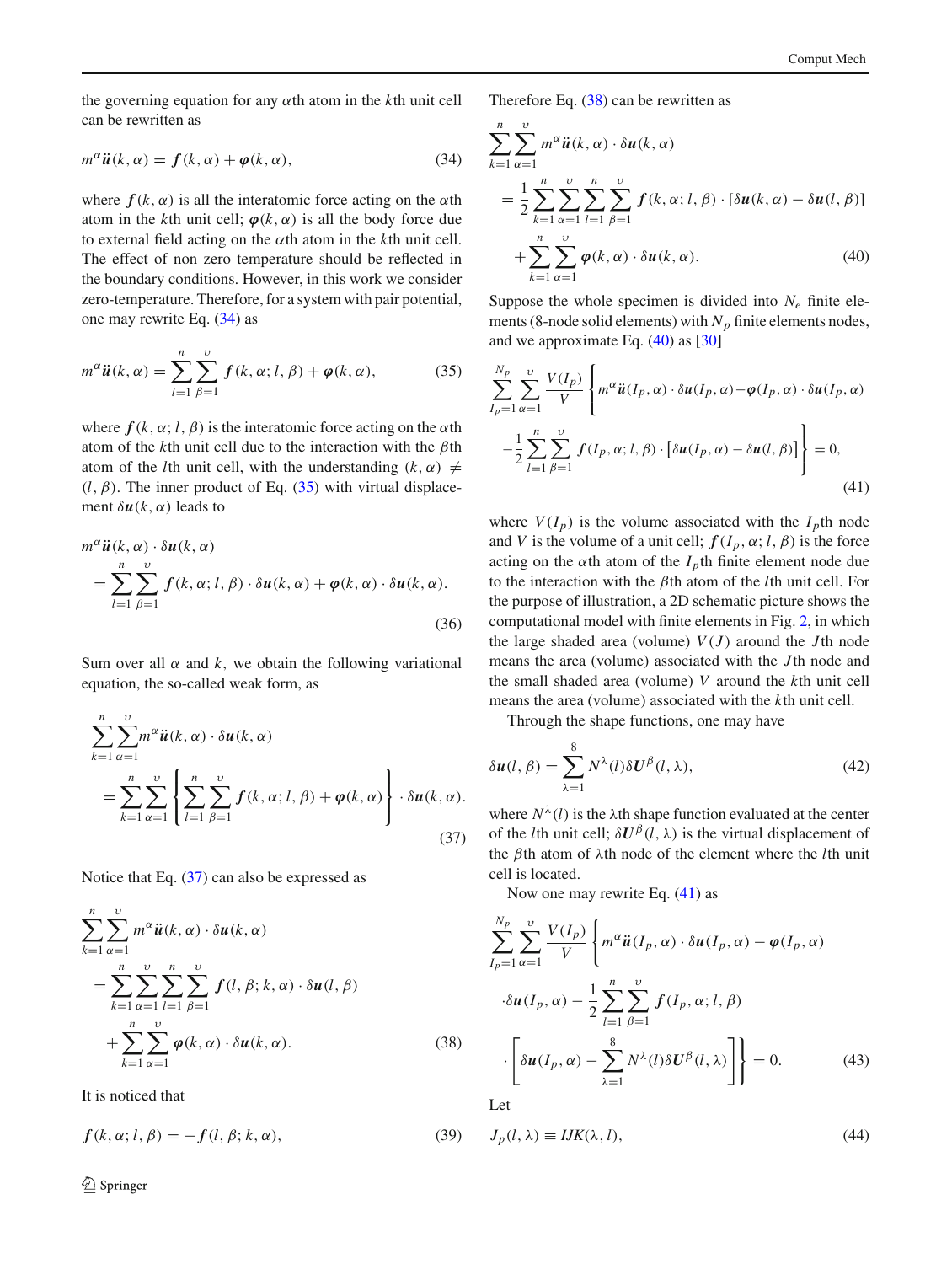the governing equation for any $\alpha$th atom in the $k$th unit cell can be rewritten as

$$m^{\alpha}\ddot{\boldsymbol{u}}(k,\alpha)=\boldsymbol{f}(k,\alpha)+\boldsymbol{\varphi}(k,\alpha), \tag{34}$$

where $\boldsymbol{f}(k,\alpha)$ is all the interatomic force acting on the $\alpha$th atom in the $k$th unit cell; $\boldsymbol{\varphi}(k,\alpha)$ is all the body force due to external field acting on the $\alpha$th atom in the $k$th unit cell. The effect of non zero temperature should be reflected in the boundary conditions. However, in this work we consider zero-temperature. Therefore, for a system with pair potential, one may rewrite Eq. (34) as

$$m^{\alpha}\ddot{\boldsymbol{u}}(k,\alpha)=\sum_{l=1}^{n}\sum_{\beta=1}^{\upsilon}\boldsymbol{f}(k,\alpha;l,\beta)+\boldsymbol{\varphi}(k,\alpha), \tag{35}$$

where $\boldsymbol{f}(k,\alpha;l,\beta)$ is the interatomic force acting on the $\alpha$th atom of the $k$th unit cell due to the interaction with the $\beta$th atom of the $l$th unit cell, with the understanding $(k,\alpha)\neq(l,\beta)$. The inner product of Eq. (35) with virtual displacement $\delta\boldsymbol{u}(k,\alpha)$ leads to

$$\begin{aligned}&m^{\alpha}\ddot{\boldsymbol{u}}(k,\alpha)\cdot\delta\boldsymbol{u}(k,\alpha)\\&=\sum_{l=1}^{n}\sum_{\beta=1}^{\upsilon}\boldsymbol{f}(k,\alpha;l,\beta)\cdot\delta\boldsymbol{u}(k,\alpha)+\boldsymbol{\varphi}(k,\alpha)\cdot\delta\boldsymbol{u}(k,\alpha).\end{aligned} \tag{36}$$

Sum over all $\alpha$ and $k$, we obtain the following variational equation, the so-called weak form, as

$$\begin{aligned}&\sum_{k=1}^{n}\sum_{\alpha=1}^{\upsilon}m^{\alpha}\ddot{\boldsymbol{u}}(k,\alpha)\cdot\delta\boldsymbol{u}(k,\alpha)\\&=\sum_{k=1}^{n}\sum_{\alpha=1}^{\upsilon}\left\{\sum_{l=1}^{n}\sum_{\beta=1}^{\upsilon}\boldsymbol{f}(k,\alpha;l,\beta)+\boldsymbol{\varphi}(k,\alpha)\right\}\cdot\delta\boldsymbol{u}(k,\alpha).\end{aligned} \tag{37}$$

Notice that Eq. (37) can also be expressed as

$$\begin{aligned}&\sum_{k=1}^{n}\sum_{\alpha=1}^{\upsilon}m^{\alpha}\ddot{\boldsymbol{u}}(k,\alpha)\cdot\delta\boldsymbol{u}(k,\alpha)\\&=\sum_{k=1}^{n}\sum_{\alpha=1}^{\upsilon}\sum_{l=1}^{n}\sum_{\beta=1}^{\upsilon}\boldsymbol{f}(l,\beta;k,\alpha)\cdot\delta\boldsymbol{u}(l,\beta)\\&\quad+\sum_{k=1}^{n}\sum_{\alpha=1}^{\upsilon}\boldsymbol{\varphi}(k,\alpha)\cdot\delta\boldsymbol{u}(k,\alpha).\end{aligned} \tag{38}$$

It is noticed that

$$\boldsymbol{f}(k,\alpha;l,\beta)=-\boldsymbol{f}(l,\beta;k,\alpha), \tag{39}$$

Therefore Eq. (38) can be rewritten as

$$\begin{aligned}&\sum_{k=1}^{n}\sum_{\alpha=1}^{\upsilon}m^{\alpha}\ddot{\boldsymbol{u}}(k,\alpha)\cdot\delta\boldsymbol{u}(k,\alpha)\\&=\frac{1}{2}\sum_{k=1}^{n}\sum_{\alpha=1}^{\upsilon}\sum_{l=1}^{n}\sum_{\beta=1}^{\upsilon}\boldsymbol{f}(k,\alpha;l,\beta)\cdot[\delta\boldsymbol{u}(k,\alpha)-\delta\boldsymbol{u}(l,\beta)]\\&\quad+\sum_{k=1}^{n}\sum_{\alpha=1}^{\upsilon}\boldsymbol{\varphi}(k,\alpha)\cdot\delta\boldsymbol{u}(k,\alpha).\end{aligned} \tag{40}$$

Suppose the whole specimen is divided into $N_e$ finite elements (8-node solid elements) with $N_p$ finite elements nodes, and we approximate Eq. (40) as [30]

$$\begin{aligned}&\sum_{I_p=1}^{N_p}\sum_{\alpha=1}^{\upsilon}\frac{V(I_p)}{V}\left\{m^{\alpha}\ddot{\boldsymbol{u}}(I_p,\alpha)\cdot\delta\boldsymbol{u}(I_p,\alpha)-\boldsymbol{\varphi}(I_p,\alpha)\cdot\delta\boldsymbol{u}(I_p,\alpha)\right.\\&\left.-\frac{1}{2}\sum_{l=1}^{n}\sum_{\beta=1}^{\upsilon}\boldsymbol{f}(I_p,\alpha;l,\beta)\cdot\left[\delta\boldsymbol{u}(I_p,\alpha)-\delta\boldsymbol{u}(l,\beta)\right]\right\}=0,\end{aligned} \tag{41}$$

where $V(I_p)$ is the volume associated with the $I_p$th node and $V$ is the volume of a unit cell; $\boldsymbol{f}(I_p,\alpha;l,\beta)$ is the force acting on the $\alpha$th atom of the $I_p$th finite element node due to the interaction with the $\beta$th atom of the $l$th unit cell. For the purpose of illustration, a 2D schematic picture shows the computational model with finite elements in Fig. 2, in which the large shaded area (volume) $V(J)$ around the $J$th node means the area (volume) associated with the $J$th node and the small shaded area (volume) $V$ around the $k$th unit cell means the area (volume) associated with the $k$th unit cell.

Through the shape functions, one may have

$$\delta\boldsymbol{u}(l,\beta)=\sum_{\lambda=1}^{8}N^{\lambda}(l)\delta\boldsymbol{U}^{\beta}(l,\lambda), \tag{42}$$

where $N^{\lambda}(l)$ is the $\lambda$th shape function evaluated at the center of the $l$th unit cell; $\delta\boldsymbol{U}^{\beta}(l,\lambda)$ is the virtual displacement of the $\beta$th atom of $\lambda$th node of the element where the $l$th unit cell is located.

Now one may rewrite Eq. (41) as

$$\begin{aligned}&\sum_{I_p=1}^{N_p}\sum_{\alpha=1}^{\upsilon}\frac{V(I_p)}{V}\left\{m^{\alpha}\ddot{\boldsymbol{u}}(I_p,\alpha)\cdot\delta\boldsymbol{u}(I_p,\alpha)-\boldsymbol{\varphi}(I_p,\alpha)\right.\\&\cdot\delta\boldsymbol{u}(I_p,\alpha)-\frac{1}{2}\sum_{l=1}^{n}\sum_{\beta=1}^{\upsilon}\boldsymbol{f}(I_p,\alpha;l,\beta)\\&\left.\cdot\left[\delta\boldsymbol{u}(I_p,\alpha)-\sum_{\lambda=1}^{8}N^{\lambda}(l)\delta\boldsymbol{U}^{\beta}(l,\lambda)\right]\right\}=0.\end{aligned} \tag{43}$$

Let

$$J_p(l,\lambda)\equiv IJK(\lambda,l), \tag{44}$$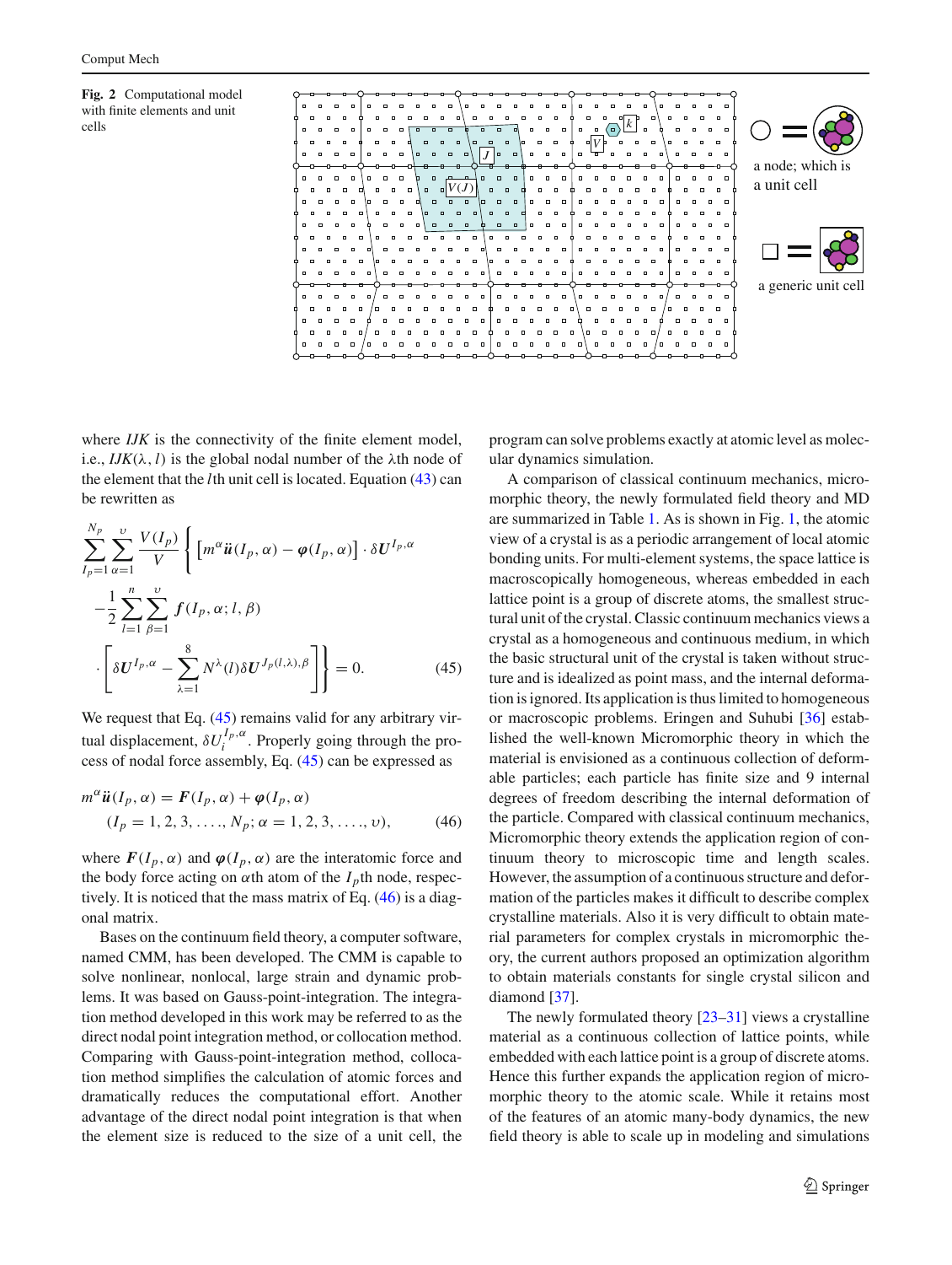**Fig. 2** Computational model with finite elements and unit cells

a node; which is a unit cell

a generic unit cell

where *IJK* is the connectivity of the finite element model, i.e., $IJK(\lambda, l)$ is the global nodal number of the λth node of the element that the $l$th unit cell is located. Equation (43) can be rewritten as

$$\sum_{I_p=1}^{N_p}\sum_{\alpha=1}^{\upsilon}\frac{V(I_p)}{V}\left\{\left[m^{\alpha}\ddot{\boldsymbol{u}}(I_p,\alpha)-\boldsymbol{\varphi}(I_p,\alpha)\right]\cdot\delta\boldsymbol{U}^{I_p,\alpha}\right.$$
$$-\frac{1}{2}\sum_{l=1}^{n}\sum_{\beta=1}^{\upsilon}\boldsymbol{f}(I_p,\alpha;l,\beta)$$
$$\left.\cdot\left[\delta\boldsymbol{U}^{I_p,\alpha}-\sum_{\lambda=1}^{8}N^{\lambda}(l)\delta\boldsymbol{U}^{J_p(l,\lambda),\beta}\right]\right\}=0. \tag{45}$$

We request that Eq. (45) remains valid for any arbitrary virtual displacement, $\delta U_i^{I_p,\alpha}$. Properly going through the process of nodal force assembly, Eq. (45) can be expressed as

$$m^{\alpha}\ddot{\boldsymbol{u}}(I_p,\alpha)=\boldsymbol{F}(I_p,\alpha)+\boldsymbol{\varphi}(I_p,\alpha)$$
$$(I_p=1,2,3,\ldots,N_p;\alpha=1,2,3,\ldots,\upsilon), \tag{46}$$

where $\boldsymbol{F}(I_p,\alpha)$ and $\boldsymbol{\varphi}(I_p,\alpha)$ are the interatomic force and the body force acting on αth atom of the $I_p$th node, respectively. It is noticed that the mass matrix of Eq. (46) is a diagonal matrix.

Bases on the continuum field theory, a computer software, named CMM, has been developed. The CMM is capable to solve nonlinear, nonlocal, large strain and dynamic problems. It was based on Gauss-point-integration. The integration method developed in this work may be referred to as the direct nodal point integration method, or collocation method. Comparing with Gauss-point-integration method, collocation method simplifies the calculation of atomic forces and dramatically reduces the computational effort. Another advantage of the direct nodal point integration is that when the element size is reduced to the size of a unit cell, the program can solve problems exactly at atomic level as molecular dynamics simulation.

A comparison of classical continuum mechanics, micromorphic theory, the newly formulated field theory and MD are summarized in Table 1. As is shown in Fig. 1, the atomic view of a crystal is as a periodic arrangement of local atomic bonding units. For multi-element systems, the space lattice is macroscopically homogeneous, whereas embedded in each lattice point is a group of discrete atoms, the smallest structural unit of the crystal. Classic continuum mechanics views a crystal as a homogeneous and continuous medium, in which the basic structural unit of the crystal is taken without structure and is idealized as point mass, and the internal deformation is ignored. Its application is thus limited to homogeneous or macroscopic problems. Eringen and Suhubi [36] established the well-known Micromorphic theory in which the material is envisioned as a continuous collection of deformable particles; each particle has finite size and 9 internal degrees of freedom describing the internal deformation of the particle. Compared with classical continuum mechanics, Micromorphic theory extends the application region of continuum theory to microscopic time and length scales. However, the assumption of a continuous structure and deformation of the particles makes it difficult to describe complex crystalline materials. Also it is very difficult to obtain material parameters for complex crystals in micromorphic theory, the current authors proposed an optimization algorithm to obtain materials constants for single crystal silicon and diamond [37].

The newly formulated theory [23–31] views a crystalline material as a continuous collection of lattice points, while embedded with each lattice point is a group of discrete atoms. Hence this further expands the application region of micromorphic theory to the atomic scale. While it retains most of the features of an atomic many-body dynamics, the new field theory is able to scale up in modeling and simulations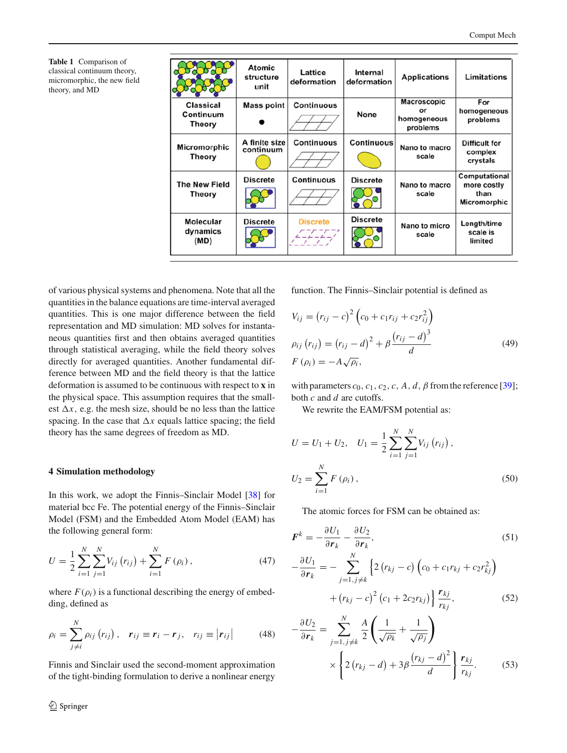**Table 1** Comparison of classical continuum theory, micromorphic, the new field theory, and MD

| | Atomic structure unit | Lattice deformation | Internal deformation | Applications | Limitations |
|---|---|---|---|---|---|
| Classical Continuum Theory | Mass point | Continuous | None | Macroscopic or homogeneous problems | For homogeneous problems |
| Micromorphic Theory | A finite size continuum | Continuous | Continuous | Nano to macro scale | Difficult for complex crystals |
| The New Field Theory | Discrete | Continuous | Discrete | Nano to macro scale | Computational more costly than Micromorphic |
| Molecular dynamics (MD) | Discrete | Discrete | Discrete | Nano to micro scale | Length/time scale is limited |

of various physical systems and phenomena. Note that all the quantities in the balance equations are time-interval averaged quantities. This is one major difference between the field representation and MD simulation: MD solves for instantaneous quantities first and then obtains averaged quantities through statistical averaging, while the field theory solves directly for averaged quantities. Another fundamental difference between MD and the field theory is that the lattice deformation is assumed to be continuous with respect to **x** in the physical space. This assumption requires that the smallest $\Delta x$, e.g. the mesh size, should be no less than the lattice spacing. In the case that $\Delta x$ equals lattice spacing; the field theory has the same degrees of freedom as MD.

## 4 Simulation methodology

In this work, we adopt the Finnis–Sinclair Model [38] for material bcc Fe. The potential energy of the Finnis–Sinclair Model (FSM) and the Embedded Atom Model (EAM) has the following general form:

$$U = \frac{1}{2}\sum_{i=1}^{N}\sum_{j=1}^{N} V_{ij}\left(r_{ij}\right) + \sum_{i=1}^{N} F\left(\rho_i\right), \tag{47}$$

where $F(\rho_i)$ is a functional describing the energy of embedding, defined as

$$\rho_i = \sum_{j\neq i}^{N} \rho_{ij}\left(r_{ij}\right), \quad \boldsymbol{r}_{ij} \equiv \boldsymbol{r}_i - \boldsymbol{r}_j, \quad r_{ij} \equiv \left|\boldsymbol{r}_{ij}\right| \tag{48}$$

Finnis and Sinclair used the second-moment approximation of the tight-binding formulation to derive a nonlinear energy function. The Finnis–Sinclair potential is defined as

$$\begin{aligned} V_{ij} &= \left(r_{ij} - c\right)^2 \left(c_0 + c_1 r_{ij} + c_2 r_{ij}^2\right) \\ \rho_{ij}\left(r_{ij}\right) &= \left(r_{ij} - d\right)^2 + \beta \frac{\left(r_{ij} - d\right)^3}{d} \\ F\left(\rho_i\right) &= -A\sqrt{\rho_i}, \end{aligned} \tag{49}$$

with parameters $c_0$, $c_1$, $c_2$, $c$, $A$, $d$, $\beta$ from the reference [39]; both $c$ and $d$ are cutoffs.

We rewrite the EAM/FSM potential as:

$$U = U_1 + U_2, \quad U_1 = \frac{1}{2}\sum_{i=1}^{N}\sum_{j=1}^{N} V_{ij}\left(r_{ij}\right),$$

$$U_2 = \sum_{i=1}^{N} F\left(\rho_i\right), \tag{50}$$

The atomic forces for FSM can be obtained as:

$$\boldsymbol{F}^k = -\frac{\partial U_1}{\partial \boldsymbol{r}_k} - \frac{\partial U_2}{\partial \boldsymbol{r}_k}, \tag{51}$$

$$\begin{aligned} -\frac{\partial U_1}{\partial \boldsymbol{r}_k} = -\sum_{j=1, j\neq k}^{N} &\left\{2\left(r_{kj} - c\right)\left(c_0 + c_1 r_{kj} + c_2 r_{kj}^2\right)\right. \\ &\left. + \left(r_{kj} - c\right)^2 \left(c_1 + 2c_2 r_{kj}\right)\right\} \frac{\boldsymbol{r}_{kj}}{r_{kj}}, \end{aligned} \tag{52}$$

$$\begin{aligned} -\frac{\partial U_2}{\partial \boldsymbol{r}_k} = \sum_{j=1, j\neq k}^{N} &\frac{A}{2}\left(\frac{1}{\sqrt{\rho_k}} + \frac{1}{\sqrt{\rho_j}}\right) \\ &\times \left\{2\left(r_{kj} - d\right) + 3\beta\frac{\left(r_{kj} - d\right)^2}{d}\right\} \frac{\boldsymbol{r}_{kj}}{r_{kj}}. \end{aligned} \tag{53}$$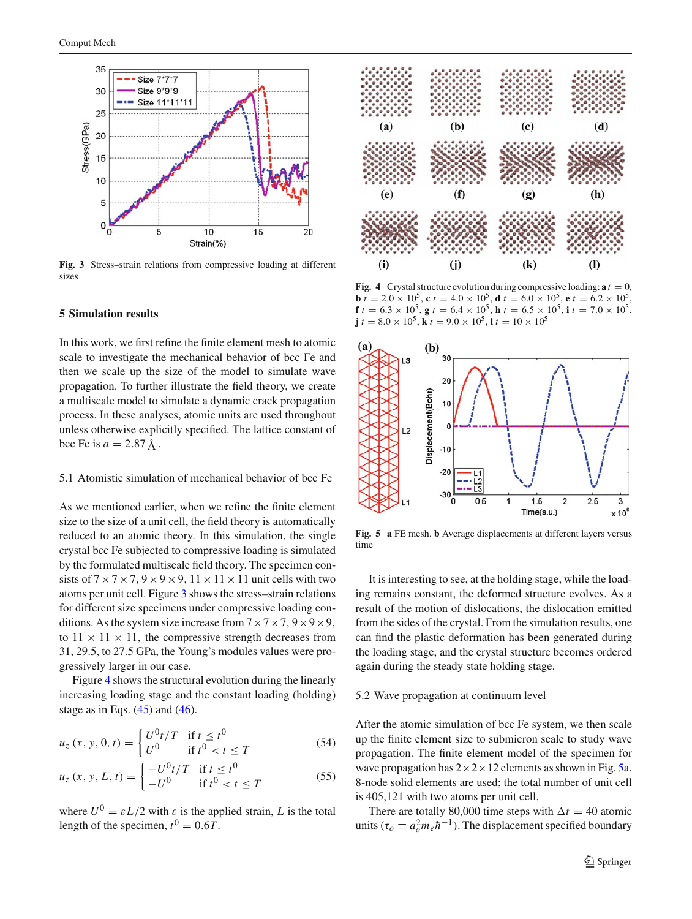Fig. 3 Stress–strain relations from compressive loading at different sizes

Fig. 4 Crystal structure evolution during compressive loading: **a** $t = 0$, **b** $t = 2.0 \times 10^5$, **c** $t = 4.0 \times 10^5$, **d** $t = 6.0 \times 10^5$, **e** $t = 6.2 \times 10^5$, **f** $t = 6.3 \times 10^5$, **g** $t = 6.4 \times 10^5$, **h** $t = 6.5 \times 10^5$, **i** $t = 7.0 \times 10^5$, **j** $t = 8.0 \times 10^5$, **k** $t = 9.0 \times 10^5$, **l** $t = 10 \times 10^5$

Fig. 5 **a** FE mesh. **b** Average displacements at different layers versus time

## 5 Simulation results

In this work, we first refine the finite element mesh to atomic scale to investigate the mechanical behavior of bcc Fe and then we scale up the size of the model to simulate wave propagation. To further illustrate the field theory, we create a multiscale model to simulate a dynamic crack propagation process. In these analyses, atomic units are used throughout unless otherwise explicitly specified. The lattice constant of bcc Fe is $a = 2.87$ Å.

### 5.1 Atomistic simulation of mechanical behavior of bcc Fe

As we mentioned earlier, when we refine the finite element size to the size of a unit cell, the field theory is automatically reduced to an atomic theory. In this simulation, the single crystal bcc Fe subjected to compressive loading is simulated by the formulated multiscale field theory. The specimen consists of $7 \times 7 \times 7$, $9 \times 9 \times 9$, $11 \times 11 \times 11$ unit cells with two atoms per unit cell. Figure 3 shows the stress–strain relations for different size specimens under compressive loading conditions. As the system size increase from $7 \times 7 \times 7$, $9 \times 9 \times 9$, to $11 \times 11 \times 11$, the compressive strength decreases from 31, 29.5, to 27.5 GPa, the Young's modules values were progressively larger in our case.

Figure 4 shows the structural evolution during the linearly increasing loading stage and the constant loading (holding) stage as in Eqs. (45) and (46).

$$u_z(x, y, 0, t) = \begin{cases} U^0 t/T & \text{if } t \le t^0 \\ U^0 & \text{if } t^0 < t \le T \end{cases} \tag{54}$$

$$u_z(x, y, L, t) = \begin{cases} -U^0 t/T & \text{if } t \le t^0 \\ -U^0 & \text{if } t^0 < t \le T \end{cases} \tag{55}$$

where $U^0 = \varepsilon L/2$ with $\varepsilon$ is the applied strain, $L$ is the total length of the specimen, $t^0 = 0.6T$.

It is interesting to see, at the holding stage, while the loading remains constant, the deformed structure evolves. As a result of the motion of dislocations, the dislocation emitted from the sides of the crystal. From the simulation results, one can find the plastic deformation has been generated during the loading stage, and the crystal structure becomes ordered again during the steady state holding stage.

### 5.2 Wave propagation at continuum level

After the atomic simulation of bcc Fe system, we then scale up the finite element size to submicron scale to study wave propagation. The finite element model of the specimen for wave propagation has $2 \times 2 \times 12$ elements as shown in Fig. 5a. 8-node solid elements are used; the total number of unit cell is 405,121 with two atoms per unit cell.

There are totally 80,000 time steps with $\Delta t = 40$ atomic units ($\tau_o \equiv a_o^2 m_e \hbar^{-1}$). The displacement specified boundary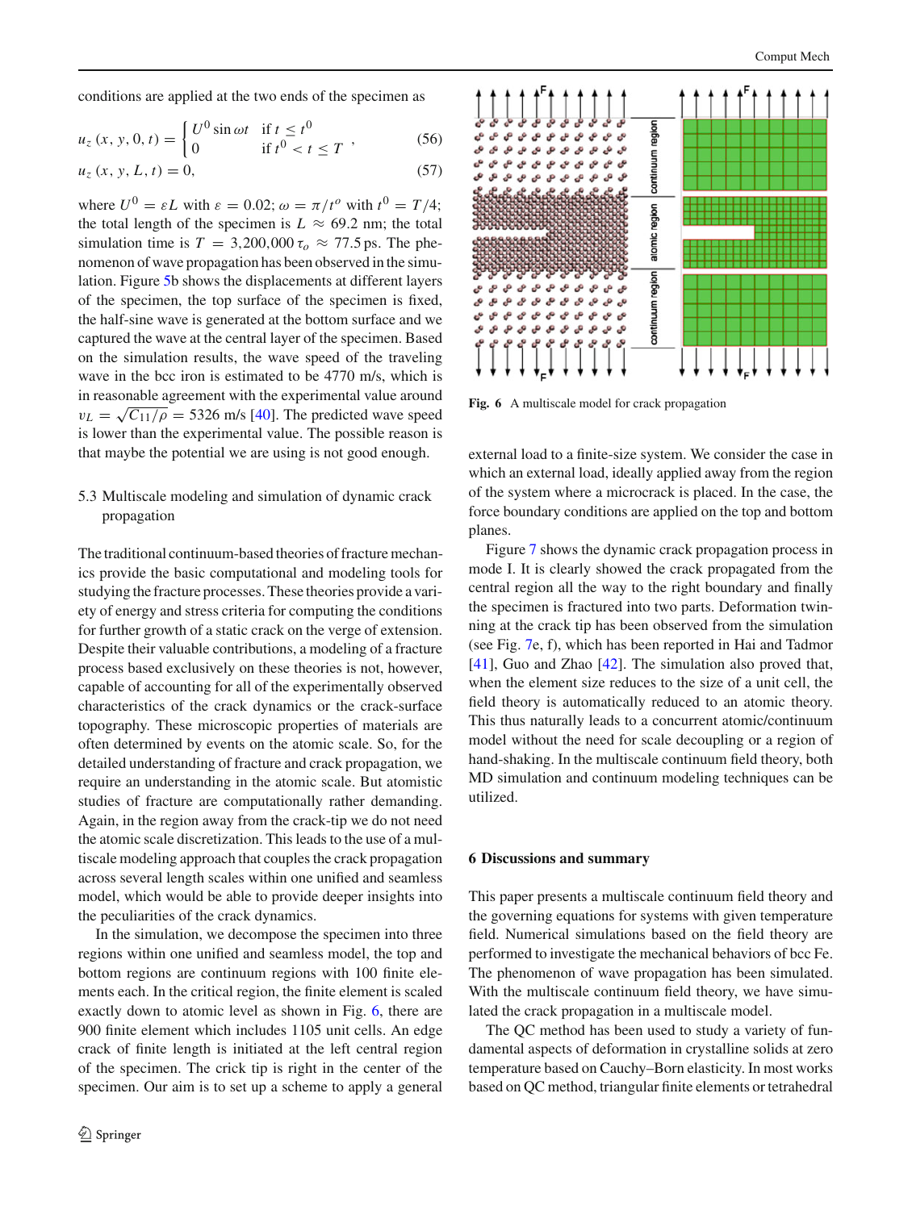conditions are applied at the two ends of the specimen as

$$u_z(x, y, 0, t) = \begin{cases} U^0 \sin \omega t & \text{if } t \leq t^0 \\ 0 & \text{if } t^0 < t \leq T \end{cases}, \tag{56}$$

$$u_z(x, y, L, t) = 0, \tag{57}$$

where $U^0 = \varepsilon L$ with $\varepsilon = 0.02$; $\omega = \pi/t^o$ with $t^0 = T/4$; the total length of the specimen is $L \approx 69.2$ nm; the total simulation time is $T = 3{,}200{,}000\,\tau_o \approx 77.5$ ps. The phenomenon of wave propagation has been observed in the simulation. Figure 5b shows the displacements at different layers of the specimen, the top surface of the specimen is fixed, the half-sine wave is generated at the bottom surface and we captured the wave at the central layer of the specimen. Based on the simulation results, the wave speed of the traveling wave in the bcc iron is estimated to be 4770 m/s, which is in reasonable agreement with the experimental value around $v_L = \sqrt{C_{11}/\rho} = 5326$ m/s [40]. The predicted wave speed is lower than the experimental value. The possible reason is that maybe the potential we are using is not good enough.

### 5.3 Multiscale modeling and simulation of dynamic crack propagation

The traditional continuum-based theories of fracture mechanics provide the basic computational and modeling tools for studying the fracture processes. These theories provide a variety of energy and stress criteria for computing the conditions for further growth of a static crack on the verge of extension. Despite their valuable contributions, a modeling of a fracture process based exclusively on these theories is not, however, capable of accounting for all of the experimentally observed characteristics of the crack dynamics or the crack-surface topography. These microscopic properties of materials are often determined by events on the atomic scale. So, for the detailed understanding of fracture and crack propagation, we require an understanding in the atomic scale. But atomistic studies of fracture are computationally rather demanding. Again, in the region away from the crack-tip we do not need the atomic scale discretization. This leads to the use of a multiscale modeling approach that couples the crack propagation across several length scales within one unified and seamless model, which would be able to provide deeper insights into the peculiarities of the crack dynamics.

In the simulation, we decompose the specimen into three regions within one unified and seamless model, the top and bottom regions are continuum regions with 100 finite elements each. In the critical region, the finite element is scaled exactly down to atomic level as shown in Fig. 6, there are 900 finite element which includes 1105 unit cells. An edge crack of finite length is initiated at the left central region of the specimen. The crick tip is right in the center of the specimen. Our aim is to set up a scheme to apply a general external load to a finite-size system. We consider the case in which an external load, ideally applied away from the region of the system where a microcrack is placed. In the case, the force boundary conditions are applied on the top and bottom planes.

F
continuum region
atomic region
continuum region
F

**Fig. 6** A multiscale model for crack propagation

Figure 7 shows the dynamic crack propagation process in mode I. It is clearly showed the crack propagated from the central region all the way to the right boundary and finally the specimen is fractured into two parts. Deformation twinning at the crack tip has been observed from the simulation (see Fig. 7e, f), which has been reported in Hai and Tadmor [41], Guo and Zhao [42]. The simulation also proved that, when the element size reduces to the size of a unit cell, the field theory is automatically reduced to an atomic theory. This thus naturally leads to a concurrent atomic/continuum model without the need for scale decoupling or a region of hand-shaking. In the multiscale continuum field theory, both MD simulation and continuum modeling techniques can be utilized.

## 6 Discussions and summary

This paper presents a multiscale continuum field theory and the governing equations for systems with given temperature field. Numerical simulations based on the field theory are performed to investigate the mechanical behaviors of bcc Fe. The phenomenon of wave propagation has been simulated. With the multiscale continuum field theory, we have simulated the crack propagation in a multiscale model.

The QC method has been used to study a variety of fundamental aspects of deformation in crystalline solids at zero temperature based on Cauchy–Born elasticity. In most works based on QC method, triangular finite elements or tetrahedral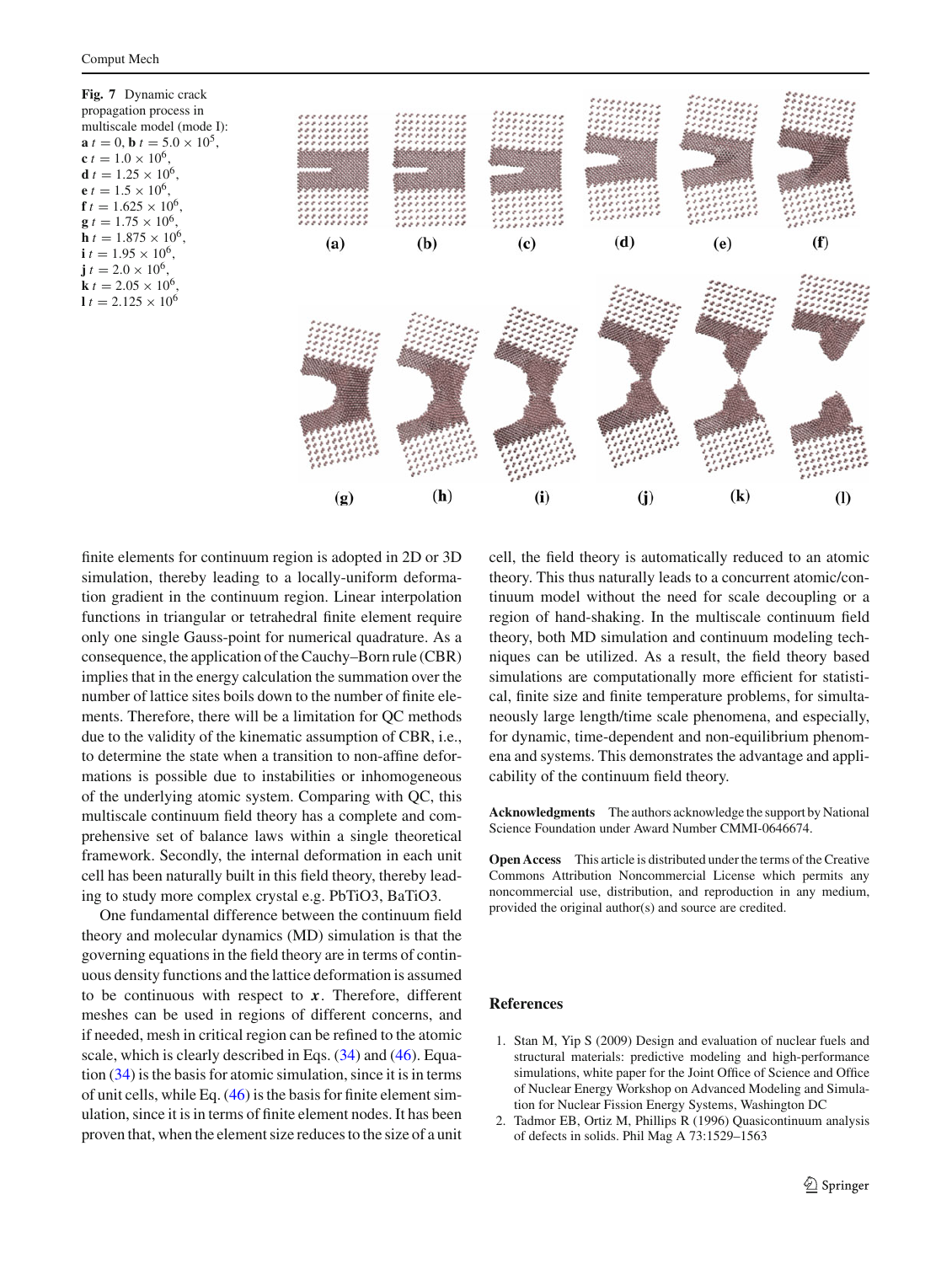**Fig. 7** Dynamic crack propagation process in multiscale model (mode I): **a** $t = 0$, **b** $t = 5.0 \times 10^5$, **c** $t = 1.0 \times 10^6$, **d** $t = 1.25 \times 10^6$, **e** $t = 1.5 \times 10^6$, **f** $t = 1.625 \times 10^6$, **g** $t = 1.75 \times 10^6$, **h** $t = 1.875 \times 10^6$, **i** $t = 1.95 \times 10^6$, **j** $t = 2.0 \times 10^6$, **k** $t = 2.05 \times 10^6$, **l** $t = 2.125 \times 10^6$

(a) (b) (c) (d) (e) (f)

(g) (h) (i) (j) (k) (l)

finite elements for continuum region is adopted in 2D or 3D simulation, thereby leading to a locally-uniform deformation gradient in the continuum region. Linear interpolation functions in triangular or tetrahedral finite element require only one single Gauss-point for numerical quadrature. As a consequence, the application of the Cauchy–Born rule (CBR) implies that in the energy calculation the summation over the number of lattice sites boils down to the number of finite elements. Therefore, there will be a limitation for QC methods due to the validity of the kinematic assumption of CBR, i.e., to determine the state when a transition to non-affine deformations is possible due to instabilities or inhomogeneous of the underlying atomic system. Comparing with QC, this multiscale continuum field theory has a complete and comprehensive set of balance laws within a single theoretical framework. Secondly, the internal deformation in each unit cell has been naturally built in this field theory, thereby leading to study more complex crystal e.g. $PbTiO_3$, $BaTiO_3$.

One fundamental difference between the continuum field theory and molecular dynamics (MD) simulation is that the governing equations in the field theory are in terms of continuous density functions and the lattice deformation is assumed to be continuous with respect to $\boldsymbol{x}$. Therefore, different meshes can be used in regions of different concerns, and if needed, mesh in critical region can be refined to the atomic scale, which is clearly described in Eqs. (34) and (46). Equation (34) is the basis for atomic simulation, since it is in terms of unit cells, while Eq. (46) is the basis for finite element simulation, since it is in terms of finite element nodes. It has been proven that, when the element size reduces to the size of a unit cell, the field theory is automatically reduced to an atomic theory. This thus naturally leads to a concurrent atomic/continuum model without the need for scale decoupling or a region of hand-shaking. In the multiscale continuum field theory, both MD simulation and continuum modeling techniques can be utilized. As a result, the field theory based simulations are computationally more efficient for statistical, finite size and finite temperature problems, for simultaneously large length/time scale phenomena, and especially, for dynamic, time-dependent and non-equilibrium phenomena and systems. This demonstrates the advantage and applicability of the continuum field theory.

**Acknowledgments** The authors acknowledge the support by National Science Foundation under Award Number CMMI-0646674.

**Open Access** This article is distributed under the terms of the Creative Commons Attribution Noncommercial License which permits any noncommercial use, distribution, and reproduction in any medium, provided the original author(s) and source are credited.

## References

1. Stan M, Yip S (2009) Design and evaluation of nuclear fuels and structural materials: predictive modeling and high-performance simulations, white paper for the Joint Office of Science and Office of Nuclear Energy Workshop on Advanced Modeling and Simulation for Nuclear Fission Energy Systems, Washington DC
2. Tadmor EB, Ortiz M, Phillips R (1996) Quasicontinuum analysis of defects in solids. Phil Mag A 73:1529–1563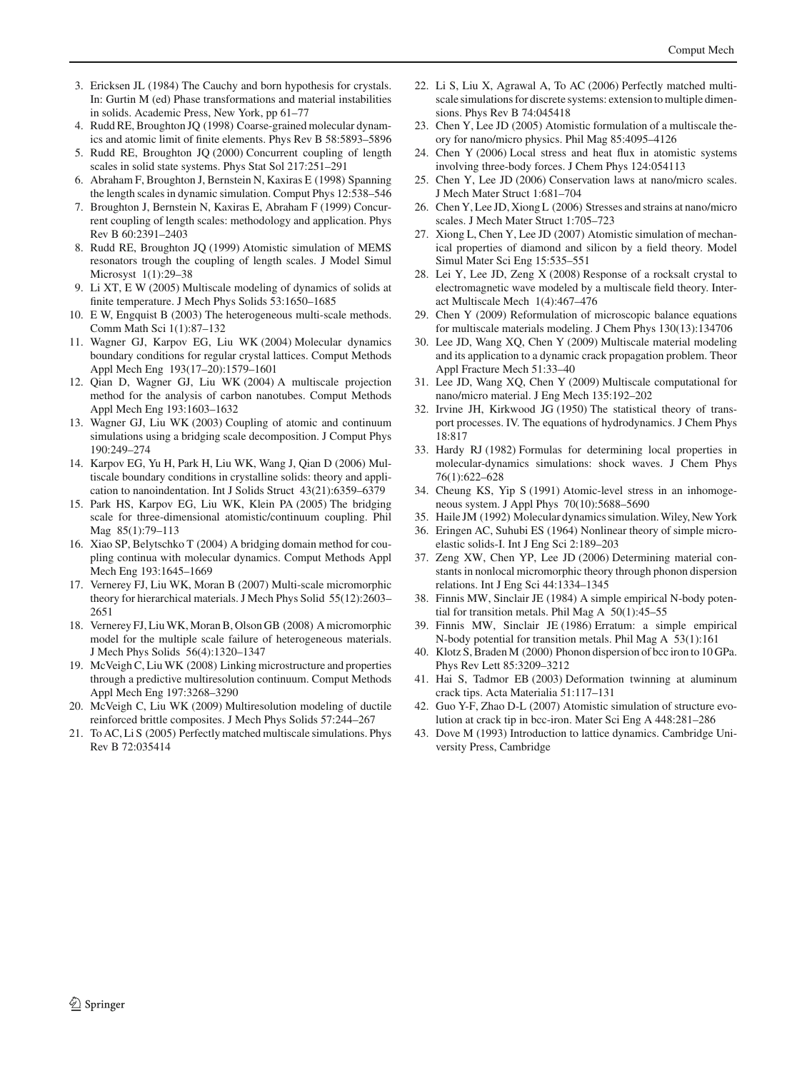3. Ericksen JL (1984) The Cauchy and born hypothesis for crystals. In: Gurtin M (ed) Phase transformations and material instabilities in solids. Academic Press, New York, pp 61–77
4. Rudd RE, Broughton JQ (1998) Coarse-grained molecular dynamics and atomic limit of finite elements. Phys Rev B 58:5893–5896
5. Rudd RE, Broughton JQ (2000) Concurrent coupling of length scales in solid state systems. Phys Stat Sol 217:251–291
6. Abraham F, Broughton J, Bernstein N, Kaxiras E (1998) Spanning the length scales in dynamic simulation. Comput Phys 12:538–546
7. Broughton J, Bernstein N, Kaxiras E, Abraham F (1999) Concurrent coupling of length scales: methodology and application. Phys Rev B 60:2391–2403
8. Rudd RE, Broughton JQ (1999) Atomistic simulation of MEMS resonators trough the coupling of length scales. J Model Simul Microsyst 1(1):29–38
9. Li XT, E W (2005) Multiscale modeling of dynamics of solids at finite temperature. J Mech Phys Solids 53:1650–1685
10. E W, Engquist B (2003) The heterogeneous multi-scale methods. Comm Math Sci 1(1):87–132
11. Wagner GJ, Karpov EG, Liu WK (2004) Molecular dynamics boundary conditions for regular crystal lattices. Comput Methods Appl Mech Eng 193(17–20):1579–1601
12. Qian D, Wagner GJ, Liu WK (2004) A multiscale projection method for the analysis of carbon nanotubes. Comput Methods Appl Mech Eng 193:1603–1632
13. Wagner GJ, Liu WK (2003) Coupling of atomic and continuum simulations using a bridging scale decomposition. J Comput Phys 190:249–274
14. Karpov EG, Yu H, Park H, Liu WK, Wang J, Qian D (2006) Multiscale boundary conditions in crystalline solids: theory and application to nanoindentation. Int J Solids Struct 43(21):6359–6379
15. Park HS, Karpov EG, Liu WK, Klein PA (2005) The bridging scale for three-dimensional atomistic/continuum coupling. Phil Mag 85(1):79–113
16. Xiao SP, Belytschko T (2004) A bridging domain method for coupling continua with molecular dynamics. Comput Methods Appl Mech Eng 193:1645–1669
17. Vernerey FJ, Liu WK, Moran B (2007) Multi-scale micromorphic theory for hierarchical materials. J Mech Phys Solid 55(12):2603–2651
18. Vernerey FJ, Liu WK, Moran B, Olson GB (2008) A micromorphic model for the multiple scale failure of heterogeneous materials. J Mech Phys Solids 56(4):1320–1347
19. McVeigh C, Liu WK (2008) Linking microstructure and properties through a predictive multiresolution continuum. Comput Methods Appl Mech Eng 197:3268–3290
20. McVeigh C, Liu WK (2009) Multiresolution modeling of ductile reinforced brittle composites. J Mech Phys Solids 57:244–267
21. To AC, Li S (2005) Perfectly matched multiscale simulations. Phys Rev B 72:035414
22. Li S, Liu X, Agrawal A, To AC (2006) Perfectly matched multiscale simulations for discrete systems: extension to multiple dimensions. Phys Rev B 74:045418
23. Chen Y, Lee JD (2005) Atomistic formulation of a multiscale theory for nano/micro physics. Phil Mag 85:4095–4126
24. Chen Y (2006) Local stress and heat flux in atomistic systems involving three-body forces. J Chem Phys 124:054113
25. Chen Y, Lee JD (2006) Conservation laws at nano/micro scales. J Mech Mater Struct 1:681–704
26. Chen Y, Lee JD, Xiong L (2006) Stresses and strains at nano/micro scales. J Mech Mater Struct 1:705–723
27. Xiong L, Chen Y, Lee JD (2007) Atomistic simulation of mechanical properties of diamond and silicon by a field theory. Model Simul Mater Sci Eng 15:535–551
28. Lei Y, Lee JD, Zeng X (2008) Response of a rocksalt crystal to electromagnetic wave modeled by a multiscale field theory. Interact Multiscale Mech 1(4):467–476
29. Chen Y (2009) Reformulation of microscopic balance equations for multiscale materials modeling. J Chem Phys 130(13):134706
30. Lee JD, Wang XQ, Chen Y (2009) Multiscale material modeling and its application to a dynamic crack propagation problem. Theor Appl Fracture Mech 51:33–40
31. Lee JD, Wang XQ, Chen Y (2009) Multiscale computational for nano/micro material. J Eng Mech 135:192–202
32. Irvine JH, Kirkwood JG (1950) The statistical theory of transport processes. IV. The equations of hydrodynamics. J Chem Phys 18:817
33. Hardy RJ (1982) Formulas for determining local properties in molecular-dynamics simulations: shock waves. J Chem Phys 76(1):622–628
34. Cheung KS, Yip S (1991) Atomic-level stress in an inhomogeneous system. J Appl Phys 70(10):5688–5690
35. Haile JM (1992) Molecular dynamics simulation. Wiley, New York
36. Eringen AC, Suhubi ES (1964) Nonlinear theory of simple microelastic solids-I. Int J Eng Sci 2:189–203
37. Zeng XW, Chen YP, Lee JD (2006) Determining material constants in nonlocal micromorphic theory through phonon dispersion relations. Int J Eng Sci 44:1334–1345
38. Finnis MW, Sinclair JE (1984) A simple empirical N-body potential for transition metals. Phil Mag A 50(1):45–55
39. Finnis MW, Sinclair JE (1986) Erratum: a simple empirical N-body potential for transition metals. Phil Mag A 53(1):161
40. Klotz S, Braden M (2000) Phonon dispersion of bcc iron to 10 GPa. Phys Rev Lett 85:3209–3212
41. Hai S, Tadmor EB (2003) Deformation twinning at aluminum crack tips. Acta Materialia 51:117–131
42. Guo Y-F, Zhao D-L (2007) Atomistic simulation of structure evolution at crack tip in bcc-iron. Mater Sci Eng A 448:281–286
43. Dove M (1993) Introduction to lattice dynamics. Cambridge University Press, Cambridge